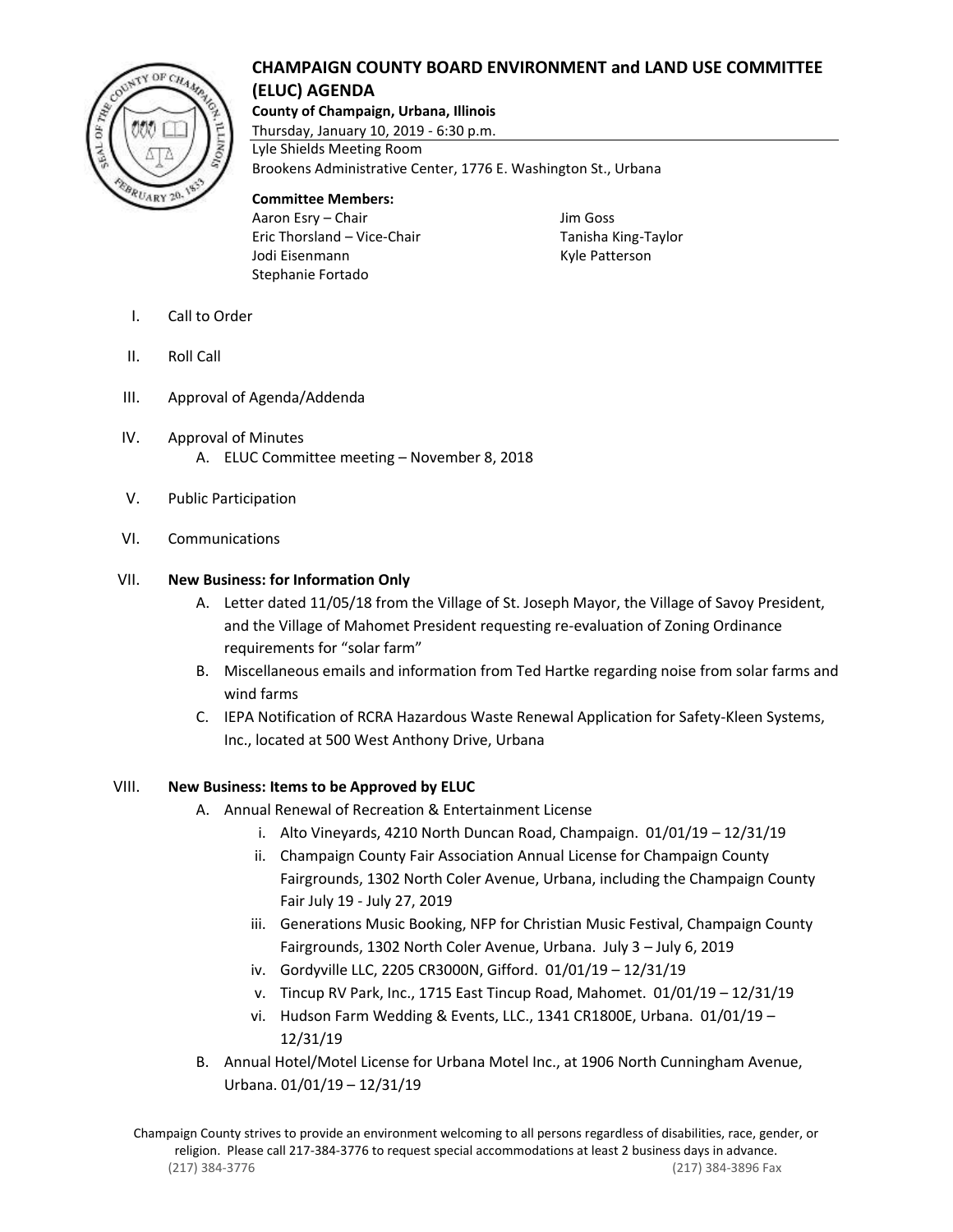# CHAMPAIGN COUNTY BOARD ENVIRONMENT and LAND USE COMMITTEE (ELUC) AGENDA

**County of Champaign, Urbana, Illinois**

Thursday, January 10, 2019 - 6:30 p.m.

Lyle Shields Meeting Room

Brookens Administrative Center, 1776 E. Washington St., Urbana

**Committee Members:**

Aaron Esry – Chair
Eric Thorsland – Vice-Chair
Jodi Eisenmann
Stephanie Fortado
Jim Goss
Tanisha King-Taylor
Kyle Patterson

I. Call to Order

II. Roll Call

III. Approval of Agenda/Addenda

IV. Approval of Minutes
   A. ELUC Committee meeting – November 8, 2018

V. Public Participation

VI. Communications

VII. **New Business: for Information Only**
   A. Letter dated 11/05/18 from the Village of St. Joseph Mayor, the Village of Savoy President, and the Village of Mahomet President requesting re-evaluation of Zoning Ordinance requirements for "solar farm"
   B. Miscellaneous emails and information from Ted Hartke regarding noise from solar farms and wind farms
   C. IEPA Notification of RCRA Hazardous Waste Renewal Application for Safety-Kleen Systems, Inc., located at 500 West Anthony Drive, Urbana

VIII. **New Business: Items to be Approved by ELUC**
   A. Annual Renewal of Recreation & Entertainment License
      i. Alto Vineyards, 4210 North Duncan Road, Champaign. 01/01/19 – 12/31/19
      ii. Champaign County Fair Association Annual License for Champaign County Fairgrounds, 1302 North Coler Avenue, Urbana, including the Champaign County Fair July 19 - July 27, 2019
      iii. Generations Music Booking, NFP for Christian Music Festival, Champaign County Fairgrounds, 1302 North Coler Avenue, Urbana. July 3 – July 6, 2019
      iv. Gordyville LLC, 2205 CR3000N, Gifford. 01/01/19 – 12/31/19
      v. Tincup RV Park, Inc., 1715 East Tincup Road, Mahomet. 01/01/19 – 12/31/19
      vi. Hudson Farm Wedding & Events, LLC., 1341 CR1800E, Urbana. 01/01/19 – 12/31/19
   B. Annual Hotel/Motel License for Urbana Motel Inc., at 1906 North Cunningham Avenue, Urbana. 01/01/19 – 12/31/19

Champaign County strives to provide an environment welcoming to all persons regardless of disabilities, race, gender, or religion. Please call 217-384-3776 to request special accommodations at least 2 business days in advance.

(217) 384-3776 (217) 384-3896 Fax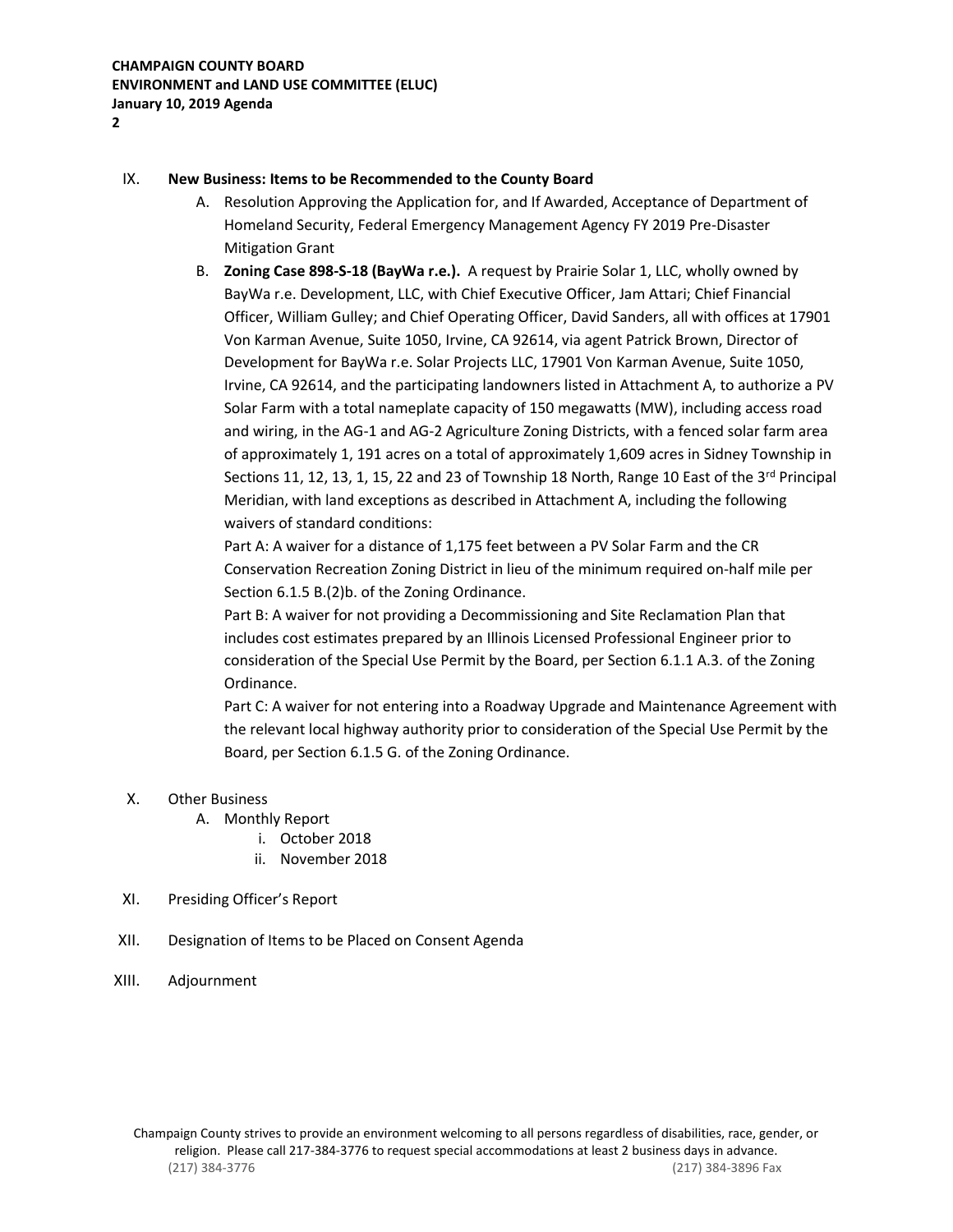IX. **New Business: Items to be Recommended to the County Board**

A. Resolution Approving the Application for, and If Awarded, Acceptance of Department of Homeland Security, Federal Emergency Management Agency FY 2019 Pre-Disaster Mitigation Grant

B. **Zoning Case 898-S-18 (BayWa r.e.).** A request by Prairie Solar 1, LLC, wholly owned by BayWa r.e. Development, LLC, with Chief Executive Officer, Jam Attari; Chief Financial Officer, William Gulley; and Chief Operating Officer, David Sanders, all with offices at 17901 Von Karman Avenue, Suite 1050, Irvine, CA 92614, via agent Patrick Brown, Director of Development for BayWa r.e. Solar Projects LLC, 17901 Von Karman Avenue, Suite 1050, Irvine, CA 92614, and the participating landowners listed in Attachment A, to authorize a PV Solar Farm with a total nameplate capacity of 150 megawatts (MW), including access road and wiring, in the AG-1 and AG-2 Agriculture Zoning Districts, with a fenced solar farm area of approximately 1, 191 acres on a total of approximately 1,609 acres in Sidney Township in Sections 11, 12, 13, 1, 15, 22 and 23 of Township 18 North, Range 10 East of the 3rd Principal Meridian, with land exceptions as described in Attachment A, including the following waivers of standard conditions:

Part A: A waiver for a distance of 1,175 feet between a PV Solar Farm and the CR Conservation Recreation Zoning District in lieu of the minimum required on-half mile per Section 6.1.5 B.(2)b. of the Zoning Ordinance.

Part B: A waiver for not providing a Decommissioning and Site Reclamation Plan that includes cost estimates prepared by an Illinois Licensed Professional Engineer prior to consideration of the Special Use Permit by the Board, per Section 6.1.1 A.3. of the Zoning Ordinance.

Part C: A waiver for not entering into a Roadway Upgrade and Maintenance Agreement with the relevant local highway authority prior to consideration of the Special Use Permit by the Board, per Section 6.1.5 G. of the Zoning Ordinance.

X. Other Business

A. Monthly Report

i. October 2018

ii. November 2018

XI. Presiding Officer's Report

XII. Designation of Items to be Placed on Consent Agenda

XIII. Adjournment

Champaign County strives to provide an environment welcoming to all persons regardless of disabilities, race, gender, or religion. Please call 217-384-3776 to request special accommodations at least 2 business days in advance.

(217) 384-3776 (217) 384-3896 Fax